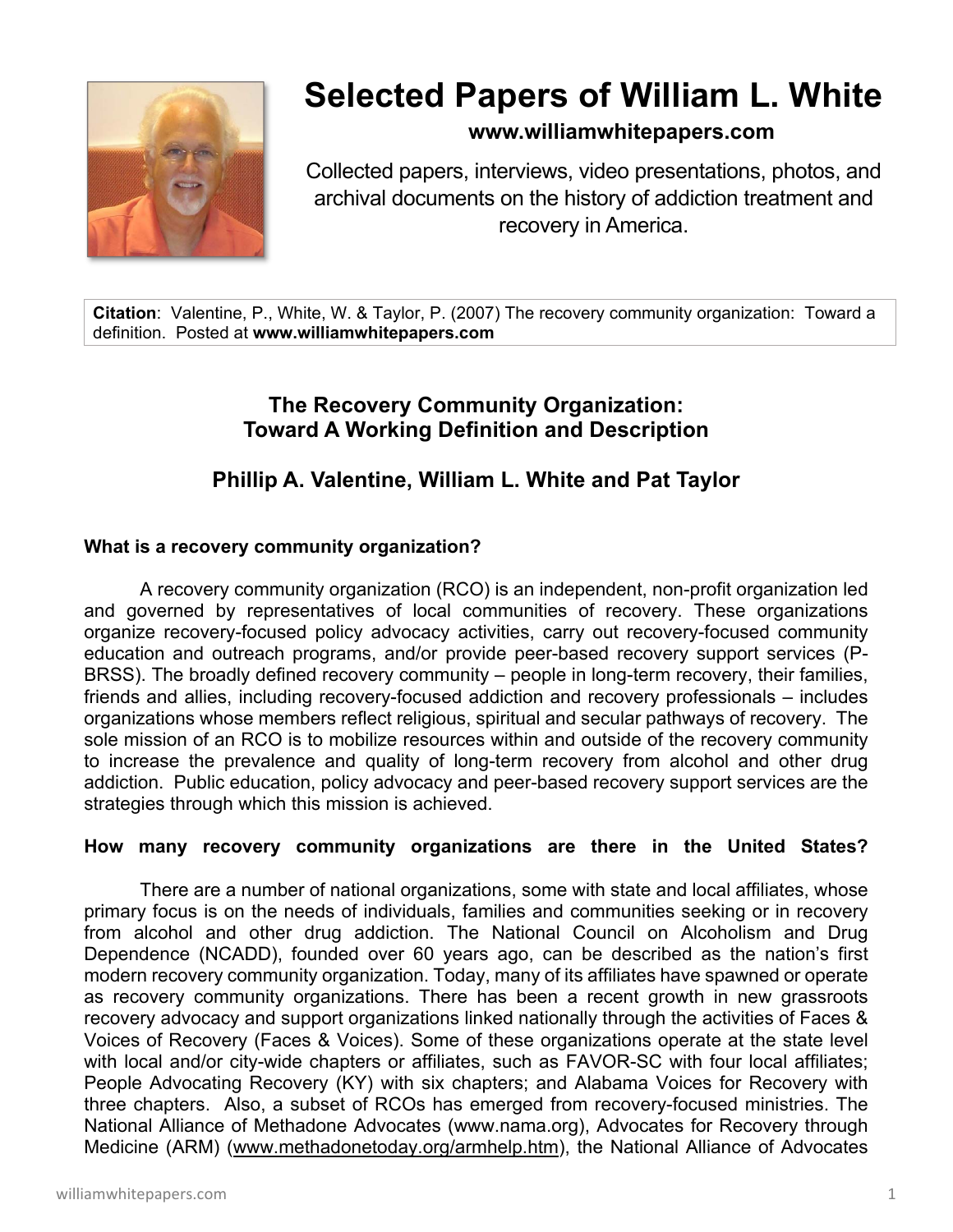# Selected Papers of William L. White

**www.williamwhitepapers.com**

Collected papers, interviews, video presentations, photos, and archival documents on the history of addiction treatment and recovery in America.

**Citation**: Valentine, P., White, W. & Taylor, P. (2007) The recovery community organization: Toward a definition. Posted at **www.williamwhitepapers.com**

## The Recovery Community Organization: Toward A Working Definition and Description

### Phillip A. Valentine, William L. White and Pat Taylor

**What is a recovery community organization?**

A recovery community organization (RCO) is an independent, non-profit organization led and governed by representatives of local communities of recovery. These organizations organize recovery-focused policy advocacy activities, carry out recovery-focused community education and outreach programs, and/or provide peer-based recovery support services (P-BRSS). The broadly defined recovery community – people in long-term recovery, their families, friends and allies, including recovery-focused addiction and recovery professionals – includes organizations whose members reflect religious, spiritual and secular pathways of recovery. The sole mission of an RCO is to mobilize resources within and outside of the recovery community to increase the prevalence and quality of long-term recovery from alcohol and other drug addiction. Public education, policy advocacy and peer-based recovery support services are the strategies through which this mission is achieved.

**How many recovery community organizations are there in the United States?**

There are a number of national organizations, some with state and local affiliates, whose primary focus is on the needs of individuals, families and communities seeking or in recovery from alcohol and other drug addiction. The National Council on Alcoholism and Drug Dependence (NCADD), founded over 60 years ago, can be described as the nation's first modern recovery community organization. Today, many of its affiliates have spawned or operate as recovery community organizations. There has been a recent growth in new grassroots recovery advocacy and support organizations linked nationally through the activities of Faces & Voices of Recovery (Faces & Voices). Some of these organizations operate at the state level with local and/or city-wide chapters or affiliates, such as FAVOR-SC with four local affiliates; People Advocating Recovery (KY) with six chapters; and Alabama Voices for Recovery with three chapters. Also, a subset of RCOs has emerged from recovery-focused ministries. The National Alliance of Methadone Advocates (www.nama.org), Advocates for Recovery through Medicine (ARM) (www.methadonetoday.org/armhelp.htm), the National Alliance of Advocates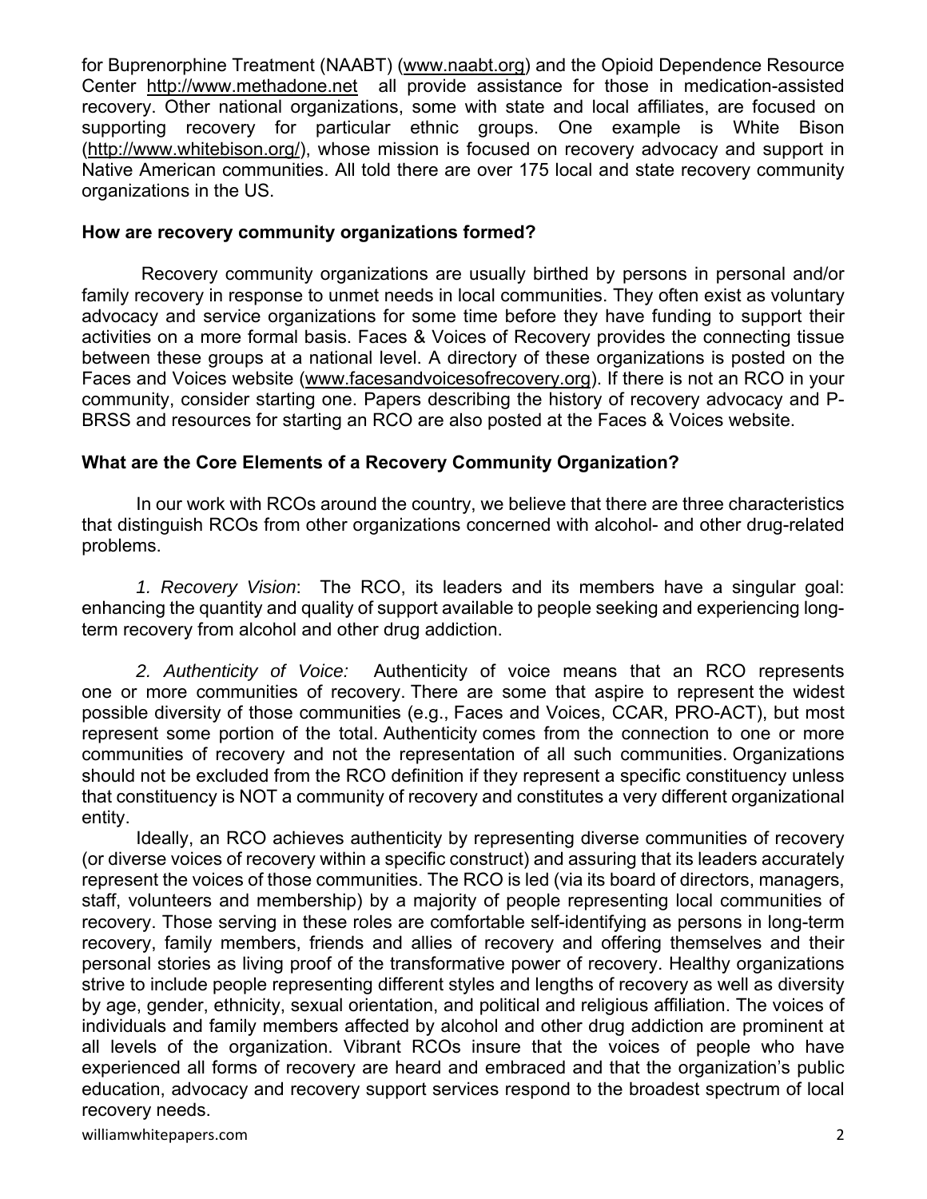for Buprenorphine Treatment (NAABT) (www.naabt.org) and the Opioid Dependence Resource Center http://www.methadone.net all provide assistance for those in medication-assisted recovery. Other national organizations, some with state and local affiliates, are focused on supporting recovery for particular ethnic groups. One example is White Bison (http://www.whitebison.org/), whose mission is focused on recovery advocacy and support in Native American communities. All told there are over 175 local and state recovery community organizations in the US.

### How are recovery community organizations formed?

Recovery community organizations are usually birthed by persons in personal and/or family recovery in response to unmet needs in local communities. They often exist as voluntary advocacy and service organizations for some time before they have funding to support their activities on a more formal basis. Faces & Voices of Recovery provides the connecting tissue between these groups at a national level. A directory of these organizations is posted on the Faces and Voices website (www.facesandvoicesofrecovery.org). If there is not an RCO in your community, consider starting one. Papers describing the history of recovery advocacy and P-BRSS and resources for starting an RCO are also posted at the Faces & Voices website.

### What are the Core Elements of a Recovery Community Organization?

In our work with RCOs around the country, we believe that there are three characteristics that distinguish RCOs from other organizations concerned with alcohol- and other drug-related problems.

*1. Recovery Vision*: The RCO, its leaders and its members have a singular goal: enhancing the quantity and quality of support available to people seeking and experiencing long-term recovery from alcohol and other drug addiction.

*2. Authenticity of Voice:* Authenticity of voice means that an RCO represents one or more communities of recovery. There are some that aspire to represent the widest possible diversity of those communities (e.g., Faces and Voices, CCAR, PRO-ACT), but most represent some portion of the total. Authenticity comes from the connection to one or more communities of recovery and not the representation of all such communities. Organizations should not be excluded from the RCO definition if they represent a specific constituency unless that constituency is NOT a community of recovery and constitutes a very different organizational entity.

Ideally, an RCO achieves authenticity by representing diverse communities of recovery (or diverse voices of recovery within a specific construct) and assuring that its leaders accurately represent the voices of those communities. The RCO is led (via its board of directors, managers, staff, volunteers and membership) by a majority of people representing local communities of recovery. Those serving in these roles are comfortable self-identifying as persons in long-term recovery, family members, friends and allies of recovery and offering themselves and their personal stories as living proof of the transformative power of recovery. Healthy organizations strive to include people representing different styles and lengths of recovery as well as diversity by age, gender, ethnicity, sexual orientation, and political and religious affiliation. The voices of individuals and family members affected by alcohol and other drug addiction are prominent at all levels of the organization. Vibrant RCOs insure that the voices of people who have experienced all forms of recovery are heard and embraced and that the organization's public education, advocacy and recovery support services respond to the broadest spectrum of local recovery needs.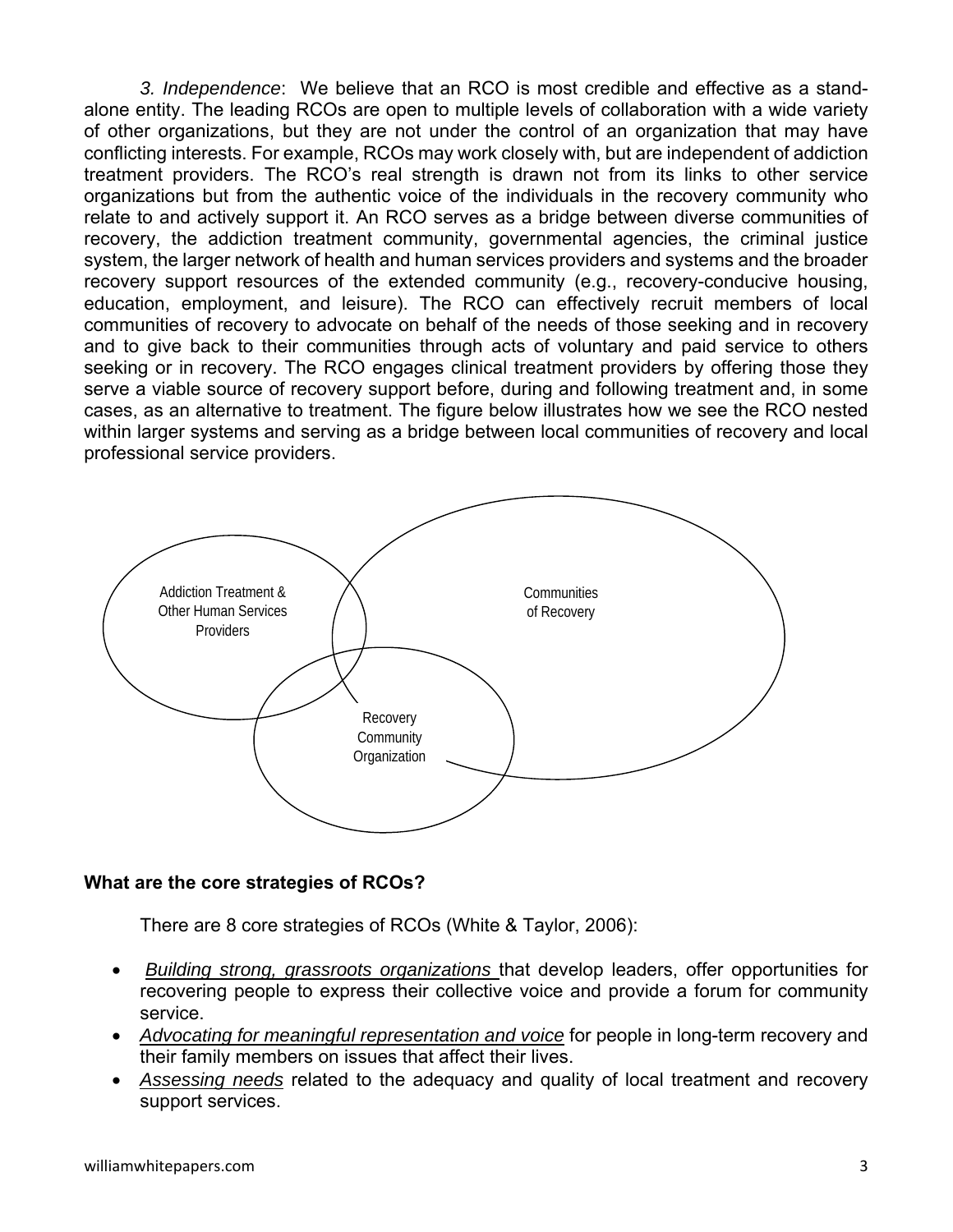*3. Independence*: We believe that an RCO is most credible and effective as a stand-alone entity. The leading RCOs are open to multiple levels of collaboration with a wide variety of other organizations, but they are not under the control of an organization that may have conflicting interests. For example, RCOs may work closely with, but are independent of addiction treatment providers. The RCO's real strength is drawn not from its links to other service organizations but from the authentic voice of the individuals in the recovery community who relate to and actively support it. An RCO serves as a bridge between diverse communities of recovery, the addiction treatment community, governmental agencies, the criminal justice system, the larger network of health and human services providers and systems and the broader recovery support resources of the extended community (e.g., recovery-conducive housing, education, employment, and leisure). The RCO can effectively recruit members of local communities of recovery to advocate on behalf of the needs of those seeking and in recovery and to give back to their communities through acts of voluntary and paid service to others seeking or in recovery. The RCO engages clinical treatment providers by offering those they serve a viable source of recovery support before, during and following treatment and, in some cases, as an alternative to treatment. The figure below illustrates how we see the RCO nested within larger systems and serving as a bridge between local communities of recovery and local professional service providers.

Addiction Treatment & Other Human Services Providers

Communities of Recovery

Recovery Community Organization

**What are the core strategies of RCOs?**

There are 8 core strategies of RCOs (White & Taylor, 2006):

- *Building strong, grassroots organizations* that develop leaders, offer opportunities for recovering people to express their collective voice and provide a forum for community service.
- *Advocating for meaningful representation and voice* for people in long-term recovery and their family members on issues that affect their lives.
- *Assessing needs* related to the adequacy and quality of local treatment and recovery support services.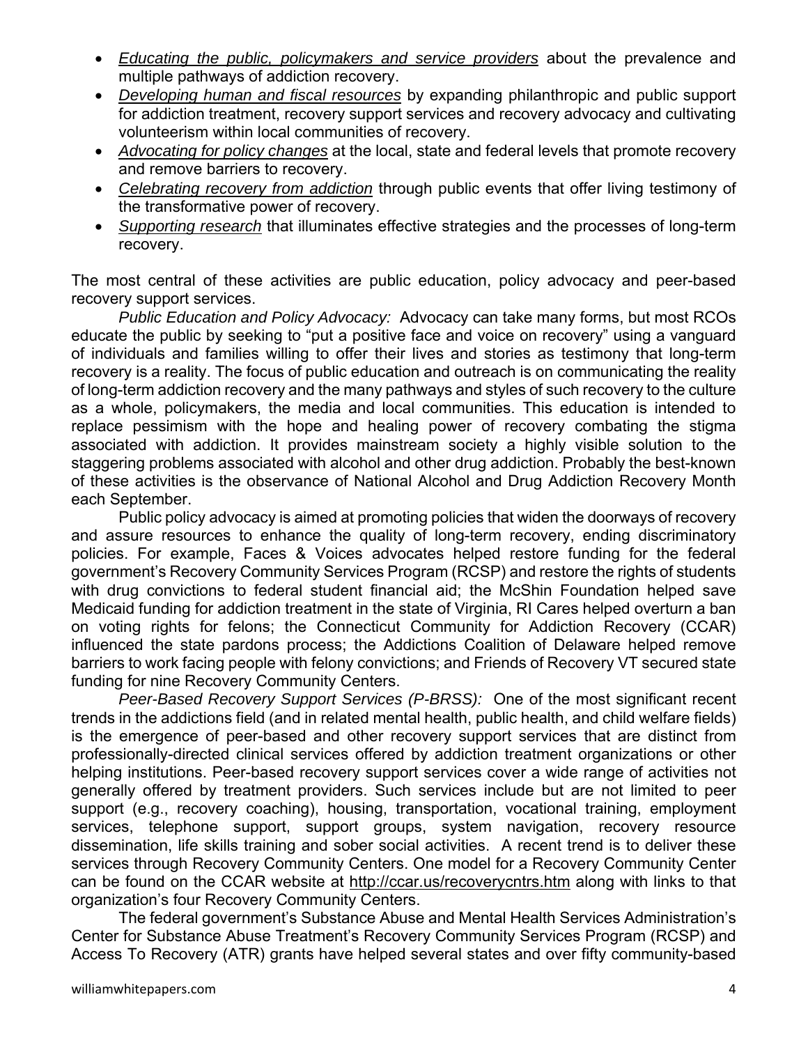- *Educating the public, policymakers and service providers* about the prevalence and multiple pathways of addiction recovery.
- *Developing human and fiscal resources* by expanding philanthropic and public support for addiction treatment, recovery support services and recovery advocacy and cultivating volunteerism within local communities of recovery.
- *Advocating for policy changes* at the local, state and federal levels that promote recovery and remove barriers to recovery.
- *Celebrating recovery from addiction* through public events that offer living testimony of the transformative power of recovery.
- *Supporting research* that illuminates effective strategies and the processes of long-term recovery.

The most central of these activities are public education, policy advocacy and peer-based recovery support services.

*Public Education and Policy Advocacy:* Advocacy can take many forms, but most RCOs educate the public by seeking to "put a positive face and voice on recovery" using a vanguard of individuals and families willing to offer their lives and stories as testimony that long-term recovery is a reality. The focus of public education and outreach is on communicating the reality of long-term addiction recovery and the many pathways and styles of such recovery to the culture as a whole, policymakers, the media and local communities. This education is intended to replace pessimism with the hope and healing power of recovery combating the stigma associated with addiction. It provides mainstream society a highly visible solution to the staggering problems associated with alcohol and other drug addiction. Probably the best-known of these activities is the observance of National Alcohol and Drug Addiction Recovery Month each September.

Public policy advocacy is aimed at promoting policies that widen the doorways of recovery and assure resources to enhance the quality of long-term recovery, ending discriminatory policies. For example, Faces & Voices advocates helped restore funding for the federal government's Recovery Community Services Program (RCSP) and restore the rights of students with drug convictions to federal student financial aid; the McShin Foundation helped save Medicaid funding for addiction treatment in the state of Virginia, RI Cares helped overturn a ban on voting rights for felons; the Connecticut Community for Addiction Recovery (CCAR) influenced the state pardons process; the Addictions Coalition of Delaware helped remove barriers to work facing people with felony convictions; and Friends of Recovery VT secured state funding for nine Recovery Community Centers.

*Peer-Based Recovery Support Services (P-BRSS):* One of the most significant recent trends in the addictions field (and in related mental health, public health, and child welfare fields) is the emergence of peer-based and other recovery support services that are distinct from professionally-directed clinical services offered by addiction treatment organizations or other helping institutions. Peer-based recovery support services cover a wide range of activities not generally offered by treatment providers. Such services include but are not limited to peer support (e.g., recovery coaching), housing, transportation, vocational training, employment services, telephone support, support groups, system navigation, recovery resource dissemination, life skills training and sober social activities. A recent trend is to deliver these services through Recovery Community Centers. One model for a Recovery Community Center can be found on the CCAR website at http://ccar.us/recoverycntrs.htm along with links to that organization's four Recovery Community Centers.

The federal government's Substance Abuse and Mental Health Services Administration's Center for Substance Abuse Treatment's Recovery Community Services Program (RCSP) and Access To Recovery (ATR) grants have helped several states and over fifty community-based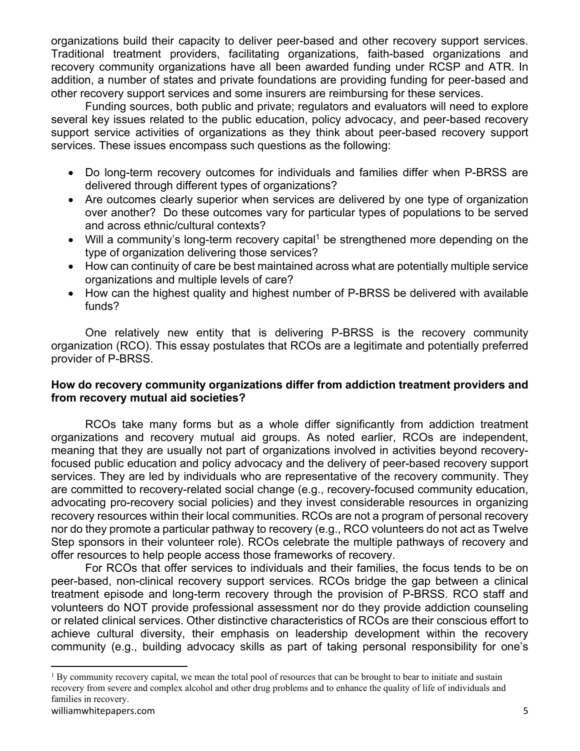organizations build their capacity to deliver peer-based and other recovery support services. Traditional treatment providers, facilitating organizations, faith-based organizations and recovery community organizations have all been awarded funding under RCSP and ATR. In addition, a number of states and private foundations are providing funding for peer-based and other recovery support services and some insurers are reimbursing for these services.

Funding sources, both public and private; regulators and evaluators will need to explore several key issues related to the public education, policy advocacy, and peer-based recovery support service activities of organizations as they think about peer-based recovery support services. These issues encompass such questions as the following:

- Do long-term recovery outcomes for individuals and families differ when P-BRSS are delivered through different types of organizations?
- Are outcomes clearly superior when services are delivered by one type of organization over another? Do these outcomes vary for particular types of populations to be served and across ethnic/cultural contexts?
- Will a community's long-term recovery capital[1] be strengthened more depending on the type of organization delivering those services?
- How can continuity of care be best maintained across what are potentially multiple service organizations and multiple levels of care?
- How can the highest quality and highest number of P-BRSS be delivered with available funds?

One relatively new entity that is delivering P-BRSS is the recovery community organization (RCO). This essay postulates that RCOs are a legitimate and potentially preferred provider of P-BRSS.

**How do recovery community organizations differ from addiction treatment providers and from recovery mutual aid societies?**

RCOs take many forms but as a whole differ significantly from addiction treatment organizations and recovery mutual aid groups. As noted earlier, RCOs are independent, meaning that they are usually not part of organizations involved in activities beyond recovery-focused public education and policy advocacy and the delivery of peer-based recovery support services. They are led by individuals who are representative of the recovery community. They are committed to recovery-related social change (e.g., recovery-focused community education, advocating pro-recovery social policies) and they invest considerable resources in organizing recovery resources within their local communities. RCOs are not a program of personal recovery nor do they promote a particular pathway to recovery (e.g., RCO volunteers do not act as Twelve Step sponsors in their volunteer role). RCOs celebrate the multiple pathways of recovery and offer resources to help people access those frameworks of recovery.

For RCOs that offer services to individuals and their families, the focus tends to be on peer-based, non-clinical recovery support services. RCOs bridge the gap between a clinical treatment episode and long-term recovery through the provision of P-BRSS. RCO staff and volunteers do NOT provide professional assessment nor do they provide addiction counseling or related clinical services. Other distinctive characteristics of RCOs are their conscious effort to achieve cultural diversity, their emphasis on leadership development within the recovery community (e.g., building advocacy skills as part of taking personal responsibility for one's

---

[1] By community recovery capital, we mean the total pool of resources that can be brought to bear to initiate and sustain recovery from severe and complex alcohol and other drug problems and to enhance the quality of life of individuals and families in recovery.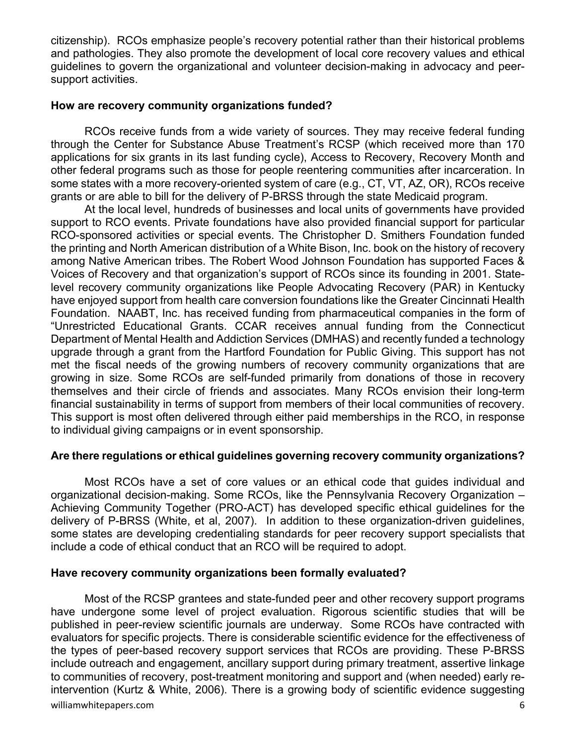citizenship). RCOs emphasize people's recovery potential rather than their historical problems and pathologies. They also promote the development of local core recovery values and ethical guidelines to govern the organizational and volunteer decision-making in advocacy and peer-support activities.

**How are recovery community organizations funded?**

RCOs receive funds from a wide variety of sources. They may receive federal funding through the Center for Substance Abuse Treatment's RCSP (which received more than 170 applications for six grants in its last funding cycle), Access to Recovery, Recovery Month and other federal programs such as those for people reentering communities after incarceration. In some states with a more recovery-oriented system of care (e.g., CT, VT, AZ, OR), RCOs receive grants or are able to bill for the delivery of P-BRSS through the state Medicaid program.

At the local level, hundreds of businesses and local units of governments have provided support to RCO events. Private foundations have also provided financial support for particular RCO-sponsored activities or special events. The Christopher D. Smithers Foundation funded the printing and North American distribution of a White Bison, Inc. book on the history of recovery among Native American tribes. The Robert Wood Johnson Foundation has supported Faces & Voices of Recovery and that organization's support of RCOs since its founding in 2001. State-level recovery community organizations like People Advocating Recovery (PAR) in Kentucky have enjoyed support from health care conversion foundations like the Greater Cincinnati Health Foundation. NAABT, Inc. has received funding from pharmaceutical companies in the form of "Unrestricted Educational Grants. CCAR receives annual funding from the Connecticut Department of Mental Health and Addiction Services (DMHAS) and recently funded a technology upgrade through a grant from the Hartford Foundation for Public Giving. This support has not met the fiscal needs of the growing numbers of recovery community organizations that are growing in size. Some RCOs are self-funded primarily from donations of those in recovery themselves and their circle of friends and associates. Many RCOs envision their long-term financial sustainability in terms of support from members of their local communities of recovery. This support is most often delivered through either paid memberships in the RCO, in response to individual giving campaigns or in event sponsorship.

**Are there regulations or ethical guidelines governing recovery community organizations?**

Most RCOs have a set of core values or an ethical code that guides individual and organizational decision-making. Some RCOs, like the Pennsylvania Recovery Organization – Achieving Community Together (PRO-ACT) has developed specific ethical guidelines for the delivery of P-BRSS (White, et al, 2007). In addition to these organization-driven guidelines, some states are developing credentialing standards for peer recovery support specialists that include a code of ethical conduct that an RCO will be required to adopt.

**Have recovery community organizations been formally evaluated?**

Most of the RCSP grantees and state-funded peer and other recovery support programs have undergone some level of project evaluation. Rigorous scientific studies that will be published in peer-review scientific journals are underway. Some RCOs have contracted with evaluators for specific projects. There is considerable scientific evidence for the effectiveness of the types of peer-based recovery support services that RCOs are providing. These P-BRSS include outreach and engagement, ancillary support during primary treatment, assertive linkage to communities of recovery, post-treatment monitoring and support and (when needed) early re-intervention (Kurtz & White, 2006). There is a growing body of scientific evidence suggesting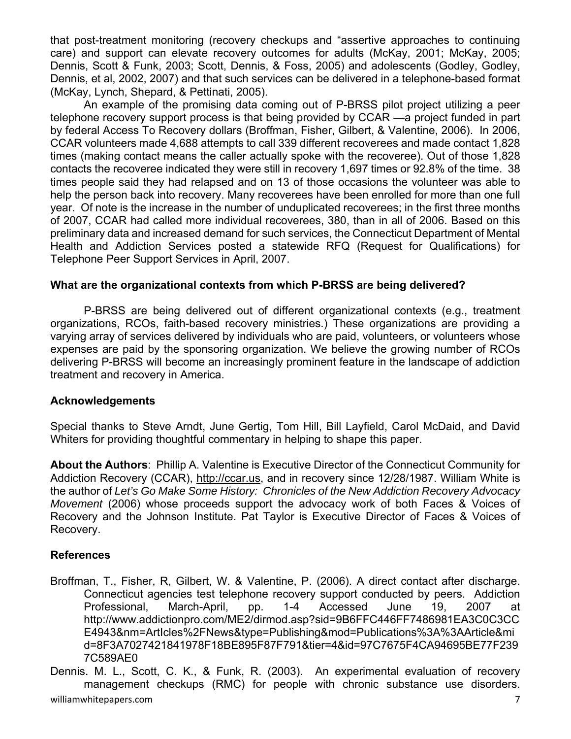that post-treatment monitoring (recovery checkups and "assertive approaches to continuing care) and support can elevate recovery outcomes for adults (McKay, 2001; McKay, 2005; Dennis, Scott & Funk, 2003; Scott, Dennis, & Foss, 2005) and adolescents (Godley, Godley, Dennis, et al, 2002, 2007) and that such services can be delivered in a telephone-based format (McKay, Lynch, Shepard, & Pettinati, 2005).

An example of the promising data coming out of P-BRSS pilot project utilizing a peer telephone recovery support process is that being provided by CCAR —a project funded in part by federal Access To Recovery dollars (Broffman, Fisher, Gilbert, & Valentine, 2006). In 2006, CCAR volunteers made 4,688 attempts to call 339 different recoverees and made contact 1,828 times (making contact means the caller actually spoke with the recoveree). Out of those 1,828 contacts the recoveree indicated they were still in recovery 1,697 times or 92.8% of the time. 38 times people said they had relapsed and on 13 of those occasions the volunteer was able to help the person back into recovery. Many recoverees have been enrolled for more than one full year. Of note is the increase in the number of unduplicated recoverees; in the first three months of 2007, CCAR had called more individual recoverees, 380, than in all of 2006. Based on this preliminary data and increased demand for such services, the Connecticut Department of Mental Health and Addiction Services posted a statewide RFQ (Request for Qualifications) for Telephone Peer Support Services in April, 2007.

### What are the organizational contexts from which P-BRSS are being delivered?

P-BRSS are being delivered out of different organizational contexts (e.g., treatment organizations, RCOs, faith-based recovery ministries.) These organizations are providing a varying array of services delivered by individuals who are paid, volunteers, or volunteers whose expenses are paid by the sponsoring organization. We believe the growing number of RCOs delivering P-BRSS will become an increasingly prominent feature in the landscape of addiction treatment and recovery in America.

### Acknowledgements

Special thanks to Steve Arndt, June Gertig, Tom Hill, Bill Layfield, Carol McDaid, and David Whiters for providing thoughtful commentary in helping to shape this paper.

**About the Authors**: Phillip A. Valentine is Executive Director of the Connecticut Community for Addiction Recovery (CCAR), http://ccar.us, and in recovery since 12/28/1987. William White is the author of *Let's Go Make Some History: Chronicles of the New Addiction Recovery Advocacy Movement* (2006) whose proceeds support the advocacy work of both Faces & Voices of Recovery and the Johnson Institute. Pat Taylor is Executive Director of Faces & Voices of Recovery.

### References

Broffman, T., Fisher, R, Gilbert, W. & Valentine, P. (2006). A direct contact after discharge. Connecticut agencies test telephone recovery support conducted by peers. Addiction Professional, March-April, pp. 1-4 Accessed June 19, 2007 at http://www.addictionpro.com/ME2/dirmod.asp?sid=9B6FFC446FF7486981EA3C0C3CCE4943&nm=Articles%2FNews&type=Publishing&mod=Publications%3A%3AArticle&mid=8F3A7027421841978F18BE895F87F791&tier=4&id=97C7675F4CA94695BE77F2397C589AE0

Dennis. M. L., Scott, C. K., & Funk, R. (2003). An experimental evaluation of recovery management checkups (RMC) for people with chronic substance use disorders.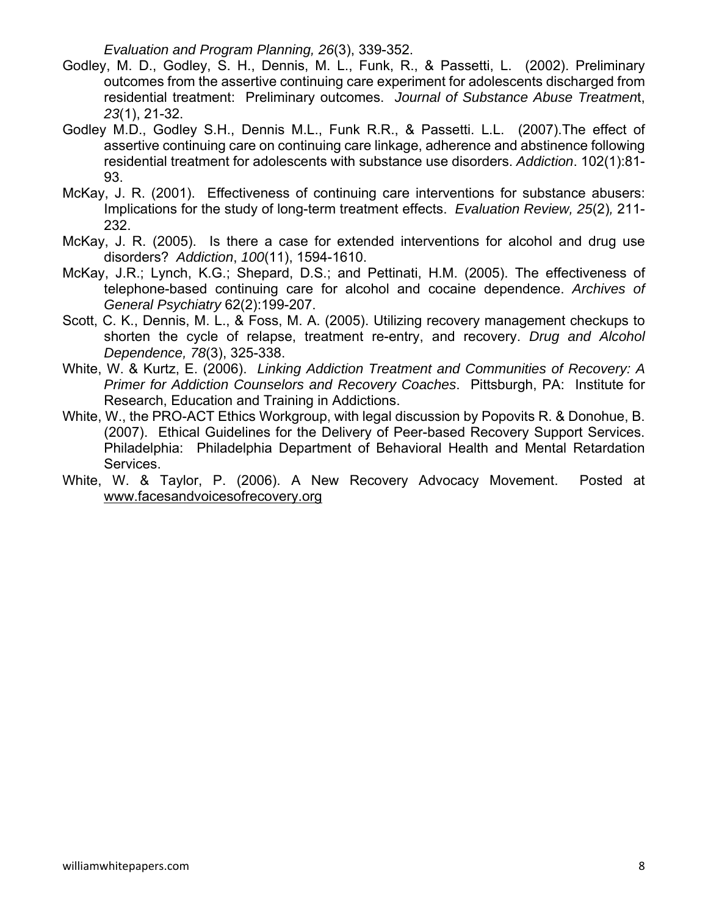*Evaluation and Program Planning, 26*(3), 339-352.

Godley, M. D., Godley, S. H., Dennis, M. L., Funk, R., & Passetti, L. (2002). Preliminary outcomes from the assertive continuing care experiment for adolescents discharged from residential treatment: Preliminary outcomes. *Journal of Substance Abuse Treatment*, *23*(1), 21-32.

Godley M.D., Godley S.H., Dennis M.L., Funk R.R., & Passetti. L.L. (2007).The effect of assertive continuing care on continuing care linkage, adherence and abstinence following residential treatment for adolescents with substance use disorders. *Addiction*. 102(1):81-93.

McKay, J. R. (2001). Effectiveness of continuing care interventions for substance abusers: Implications for the study of long-term treatment effects. *Evaluation Review, 25*(2)*,* 211-232.

McKay, J. R. (2005). Is there a case for extended interventions for alcohol and drug use disorders? *Addiction*, *100*(11), 1594-1610.

McKay, J.R.; Lynch, K.G.; Shepard, D.S.; and Pettinati, H.M. (2005). The effectiveness of telephone-based continuing care for alcohol and cocaine dependence. *Archives of General Psychiatry* 62(2):199-207.

Scott, C. K., Dennis, M. L., & Foss, M. A. (2005). Utilizing recovery management checkups to shorten the cycle of relapse, treatment re-entry, and recovery. *Drug and Alcohol Dependence, 78*(3), 325-338.

White, W. & Kurtz, E. (2006). *Linking Addiction Treatment and Communities of Recovery: A Primer for Addiction Counselors and Recovery Coaches*. Pittsburgh, PA: Institute for Research, Education and Training in Addictions.

White, W., the PRO-ACT Ethics Workgroup, with legal discussion by Popovits R. & Donohue, B. (2007). Ethical Guidelines for the Delivery of Peer-based Recovery Support Services. Philadelphia: Philadelphia Department of Behavioral Health and Mental Retardation Services.

White, W. & Taylor, P. (2006). A New Recovery Advocacy Movement. Posted at www.facesandvoicesofrecovery.org